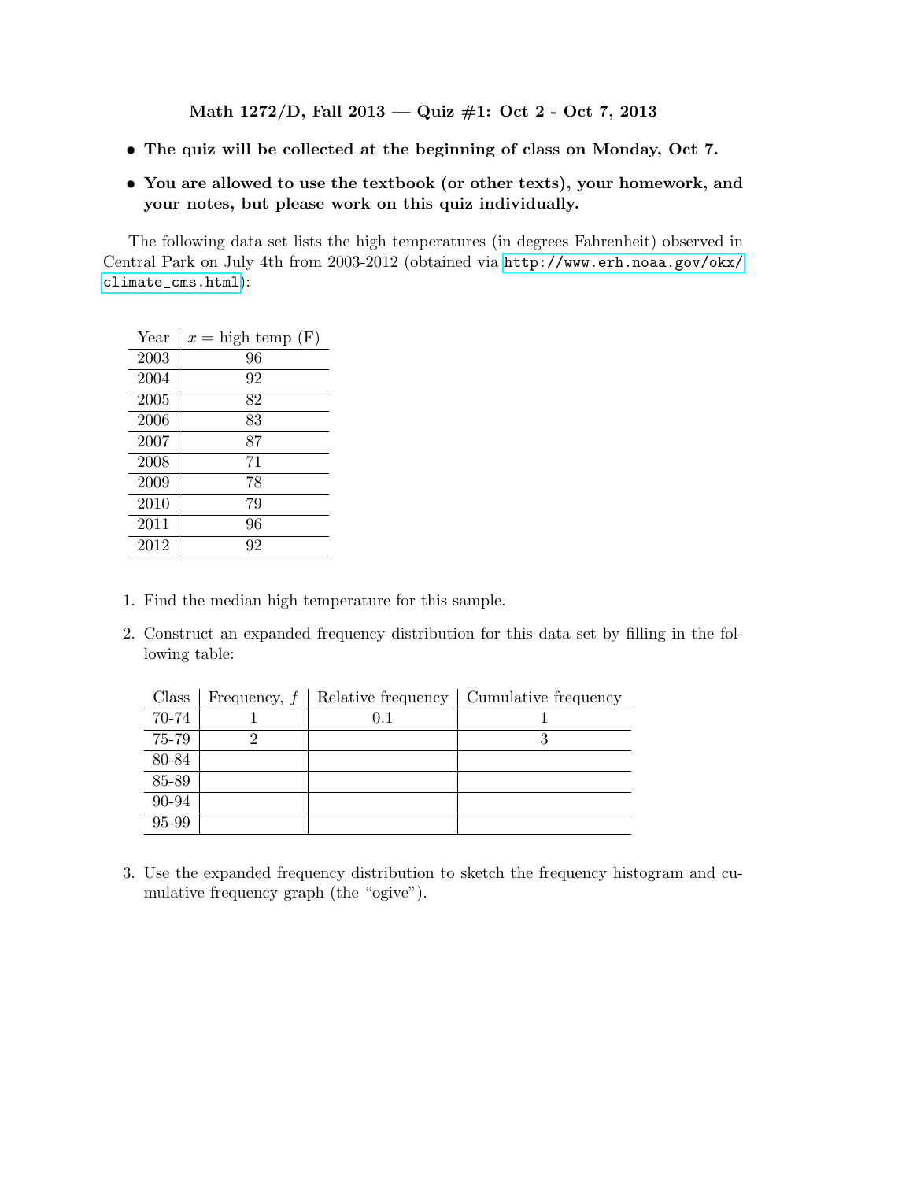**Math 1272/D, Fall 2013 — Quiz #1: Oct 2 - Oct 7, 2013**

- **The quiz will be collected at the beginning of class on Monday, Oct 7.**
- **You are allowed to use the textbook (or other texts), your homework, and your notes, but please work on this quiz individually.**

The following data set lists the high temperatures (in degrees Fahrenheit) observed in Central Park on July 4th from 2003-2012 (obtained via http://www.erh.noaa.gov/okx/climate_cms.html):

| Year | $x$ = high temp (F) |
|---|---|
| 2003 | 96 |
| 2004 | 92 |
| 2005 | 82 |
| 2006 | 83 |
| 2007 | 87 |
| 2008 | 71 |
| 2009 | 78 |
| 2010 | 79 |
| 2011 | 96 |
| 2012 | 92 |

1. Find the median high temperature for this sample.
2. Construct an expanded frequency distribution for this data set by filling in the following table:

| Class | Frequency, $f$ | Relative frequency | Cumulative frequency |
|---|---|---|---|
| 70-74 | 1 | 0.1 | 1 |
| 75-79 | 2 | | 3 |
| 80-84 | | | |
| 85-89 | | | |
| 90-94 | | | |
| 95-99 | | | |

3. Use the expanded frequency distribution to sketch the frequency histogram and cumulative frequency graph (the "ogive").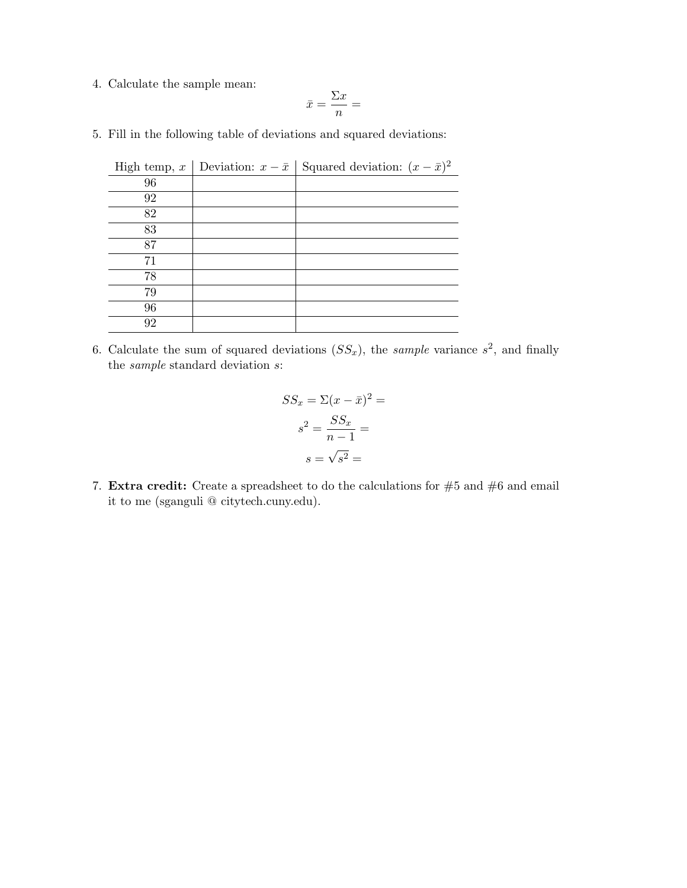4. Calculate the sample mean:

$$\bar{x} = \frac{\Sigma x}{n} =$$

5. Fill in the following table of deviations and squared deviations:

| High temp, $x$ | Deviation: $x - \bar{x}$ | Squared deviation: $(x - \bar{x})^2$ |
|---|---|---|
| 96 | | |
| 92 | | |
| 82 | | |
| 83 | | |
| 87 | | |
| 71 | | |
| 78 | | |
| 79 | | |
| 96 | | |
| 92 | | |

6. Calculate the sum of squared deviations ($SS_x$), the *sample* variance $s^2$, and finally the *sample* standard deviation $s$:

$$SS_x = \Sigma(x - \bar{x})^2 =$$

$$s^2 = \frac{SS_x}{n-1} =$$

$$s = \sqrt{s^2} =$$

7. **Extra credit:** Create a spreadsheet to do the calculations for #5 and #6 and email it to me (sganguli @ citytech.cuny.edu).